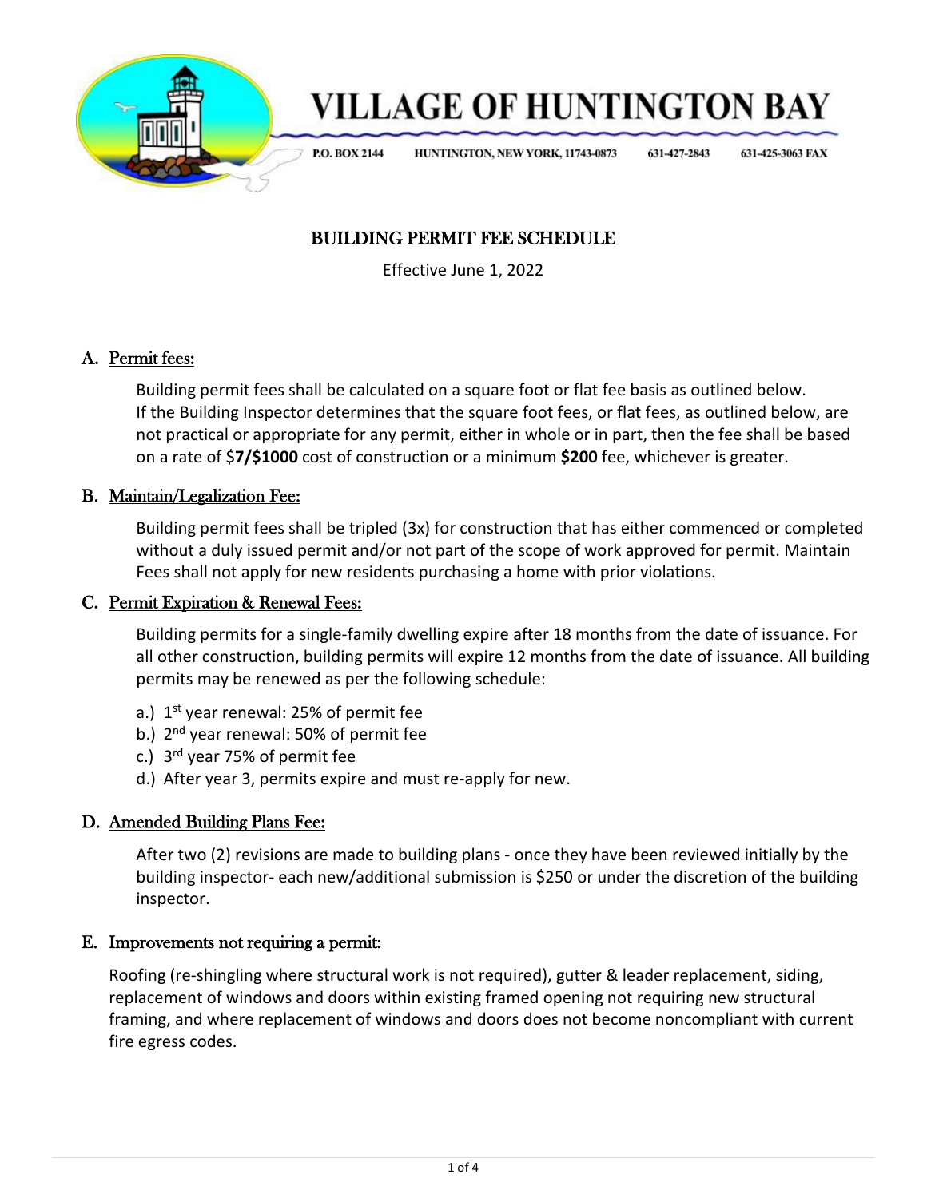# VILLAGE OF HUNTINGTON BAY

P.O. BOX 2144 HUNTINGTON, NEW YORK, 11743-0873 631-427-2843 631-425-3063 FAX

## BUILDING PERMIT FEE SCHEDULE

Effective June 1, 2022

### A. Permit fees:

Building permit fees shall be calculated on a square foot or flat fee basis as outlined below. If the Building Inspector determines that the square foot fees, or flat fees, as outlined below, are not practical or appropriate for any permit, either in whole or in part, then the fee shall be based on a rate of $**7/$1000** cost of construction or a minimum **$200** fee, whichever is greater.

### B. Maintain/Legalization Fee:

Building permit fees shall be tripled (3x) for construction that has either commenced or completed without a duly issued permit and/or not part of the scope of work approved for permit. Maintain Fees shall not apply for new residents purchasing a home with prior violations.

### C. Permit Expiration & Renewal Fees:

Building permits for a single-family dwelling expire after 18 months from the date of issuance. For all other construction, building permits will expire 12 months from the date of issuance. All building permits may be renewed as per the following schedule:

a.) 1st year renewal: 25% of permit fee
b.) 2nd year renewal: 50% of permit fee
c.) 3rd year 75% of permit fee
d.) After year 3, permits expire and must re-apply for new.

### D. Amended Building Plans Fee:

After two (2) revisions are made to building plans - once they have been reviewed initially by the building inspector- each new/additional submission is $250 or under the discretion of the building inspector.

### E. Improvements not requiring a permit:

Roofing (re-shingling where structural work is not required), gutter & leader replacement, siding, replacement of windows and doors within existing framed opening not requiring new structural framing, and where replacement of windows and doors does not become noncompliant with current fire egress codes.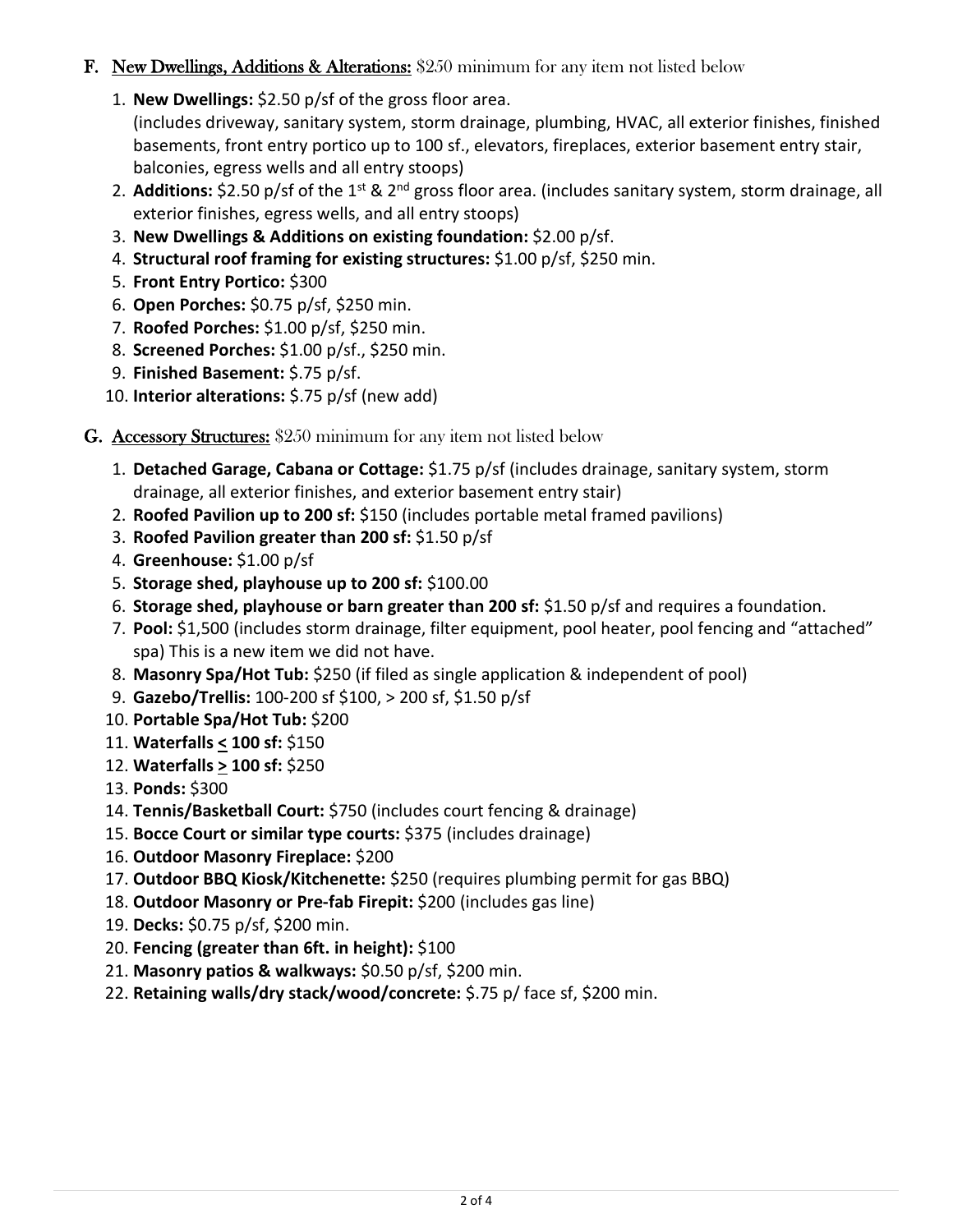**F.** <u>New Dwellings, Additions & Alterations:</u> $250 minimum for any item not listed below

1. **New Dwellings:** $2.50 p/sf of the gross floor area.
   (includes driveway, sanitary system, storm drainage, plumbing, HVAC, all exterior finishes, finished basements, front entry portico up to 100 sf., elevators, fireplaces, exterior basement entry stair, balconies, egress wells and all entry stoops)
2. **Additions:** $2.50 p/sf of the 1st & 2nd gross floor area. (includes sanitary system, storm drainage, all exterior finishes, egress wells, and all entry stoops)
3. **New Dwellings & Additions on existing foundation:** $2.00 p/sf.
4. **Structural roof framing for existing structures:** $1.00 p/sf, $250 min.
5. **Front Entry Portico:** $300
6. **Open Porches:** $0.75 p/sf, $250 min.
7. **Roofed Porches:** $1.00 p/sf, $250 min.
8. **Screened Porches:** $1.00 p/sf., $250 min.
9. **Finished Basement:** $.75 p/sf.
10. **Interior alterations:** $.75 p/sf (new add)

**G.** <u>Accessory Structures:</u> $250 minimum for any item not listed below

1. **Detached Garage, Cabana or Cottage:** $1.75 p/sf (includes drainage, sanitary system, storm drainage, all exterior finishes, and exterior basement entry stair)
2. **Roofed Pavilion up to 200 sf:** $150 (includes portable metal framed pavilions)
3. **Roofed Pavilion greater than 200 sf:** $1.50 p/sf
4. **Greenhouse:** $1.00 p/sf
5. **Storage shed, playhouse up to 200 sf:** $100.00
6. **Storage shed, playhouse or barn greater than 200 sf:** $1.50 p/sf and requires a foundation.
7. **Pool:** $1,500 (includes storm drainage, filter equipment, pool heater, pool fencing and "attached" spa) This is a new item we did not have.
8. **Masonry Spa/Hot Tub:** $250 (if filed as single application & independent of pool)
9. **Gazebo/Trellis:** 100-200 sf $100, > 200 sf, $1.50 p/sf
10. **Portable Spa/Hot Tub:** $200
11. **Waterfalls ≤ 100 sf:** $150
12. **Waterfalls ≥ 100 sf:** $250
13. **Ponds:** $300
14. **Tennis/Basketball Court:** $750 (includes court fencing & drainage)
15. **Bocce Court or similar type courts:** $375 (includes drainage)
16. **Outdoor Masonry Fireplace:** $200
17. **Outdoor BBQ Kiosk/Kitchenette:** $250 (requires plumbing permit for gas BBQ)
18. **Outdoor Masonry or Pre-fab Firepit:** $200 (includes gas line)
19. **Decks:** $0.75 p/sf, $200 min.
20. **Fencing (greater than 6ft. in height):** $100
21. **Masonry patios & walkways:** $0.50 p/sf, $200 min.
22. **Retaining walls/dry stack/wood/concrete:** $.75 p/ face sf, $200 min.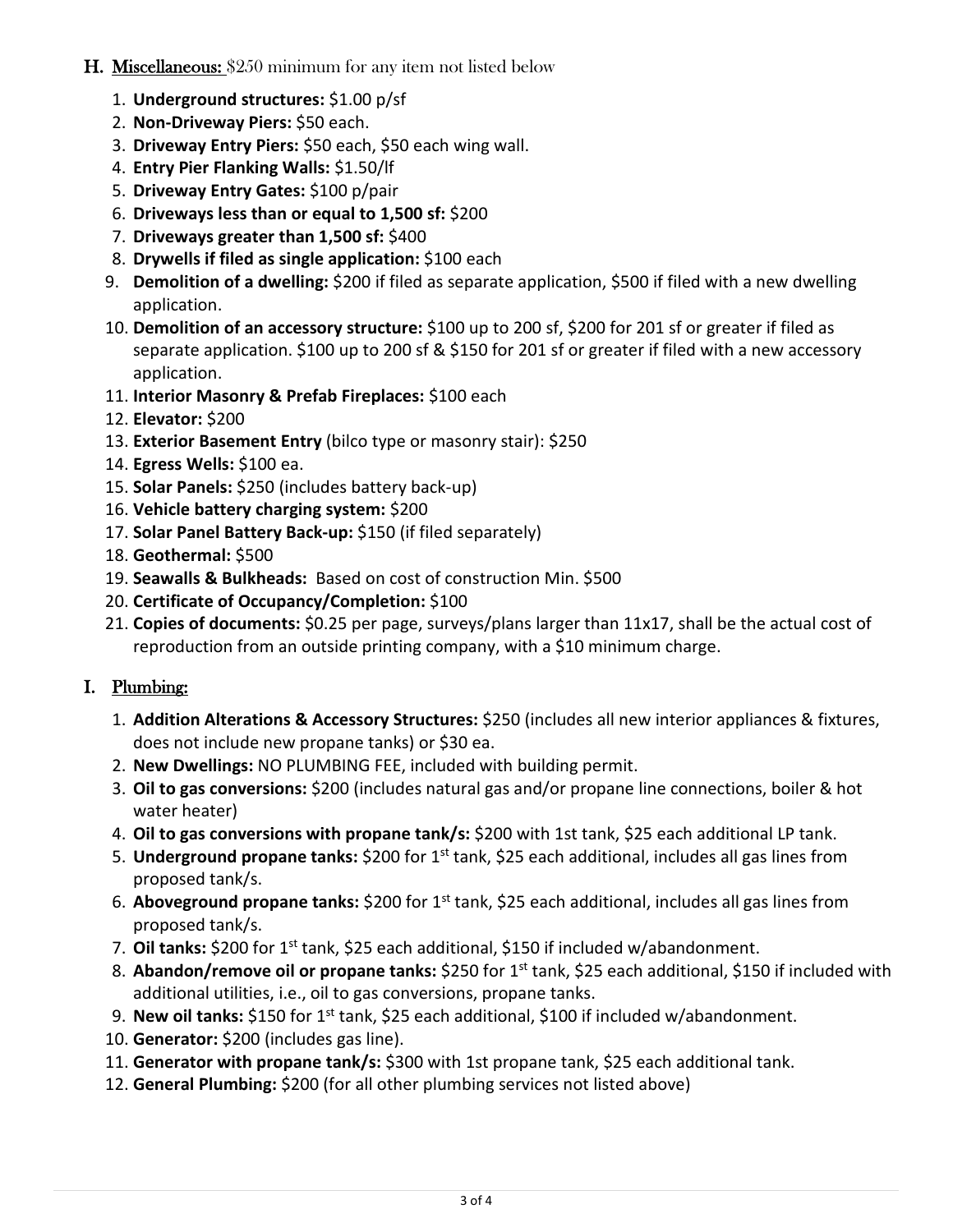## H. Miscellaneous: $250 minimum for any item not listed below

1. **Underground structures:** $1.00 p/sf
2. **Non-Driveway Piers:** $50 each.
3. **Driveway Entry Piers:** $50 each, $50 each wing wall.
4. **Entry Pier Flanking Walls:** $1.50/lf
5. **Driveway Entry Gates:** $100 p/pair
6. **Driveways less than or equal to 1,500 sf:** $200
7. **Driveways greater than 1,500 sf:** $400
8. **Drywells if filed as single application:** $100 each
9. **Demolition of a dwelling:** $200 if filed as separate application, $500 if filed with a new dwelling application.
10. **Demolition of an accessory structure:** $100 up to 200 sf, $200 for 201 sf or greater if filed as separate application. $100 up to 200 sf & $150 for 201 sf or greater if filed with a new accessory application.
11. **Interior Masonry & Prefab Fireplaces:** $100 each
12. **Elevator:** $200
13. **Exterior Basement Entry** (bilco type or masonry stair): $250
14. **Egress Wells:** $100 ea.
15. **Solar Panels:** $250 (includes battery back-up)
16. **Vehicle battery charging system:** $200
17. **Solar Panel Battery Back-up:** $150 (if filed separately)
18. **Geothermal:** $500
19. **Seawalls & Bulkheads:** Based on cost of construction Min. $500
20. **Certificate of Occupancy/Completion:** $100
21. **Copies of documents:** $0.25 per page, surveys/plans larger than 11x17, shall be the actual cost of reproduction from an outside printing company, with a $10 minimum charge.

## I. Plumbing:

1. **Addition Alterations & Accessory Structures:** $250 (includes all new interior appliances & fixtures, does not include new propane tanks) or $30 ea.
2. **New Dwellings:** NO PLUMBING FEE, included with building permit.
3. **Oil to gas conversions:** $200 (includes natural gas and/or propane line connections, boiler & hot water heater)
4. **Oil to gas conversions with propane tank/s:** $200 with 1st tank, $25 each additional LP tank.
5. **Underground propane tanks:** $200 for 1st tank, $25 each additional, includes all gas lines from proposed tank/s.
6. **Aboveground propane tanks:** $200 for 1st tank, $25 each additional, includes all gas lines from proposed tank/s.
7. **Oil tanks:** $200 for 1st tank, $25 each additional, $150 if included w/abandonment.
8. **Abandon/remove oil or propane tanks:** $250 for 1st tank, $25 each additional, $150 if included with additional utilities, i.e., oil to gas conversions, propane tanks.
9. **New oil tanks:** $150 for 1st tank, $25 each additional, $100 if included w/abandonment.
10. **Generator:** $200 (includes gas line).
11. **Generator with propane tank/s:** $300 with 1st propane tank, $25 each additional tank.
12. **General Plumbing:** $200 (for all other plumbing services not listed above)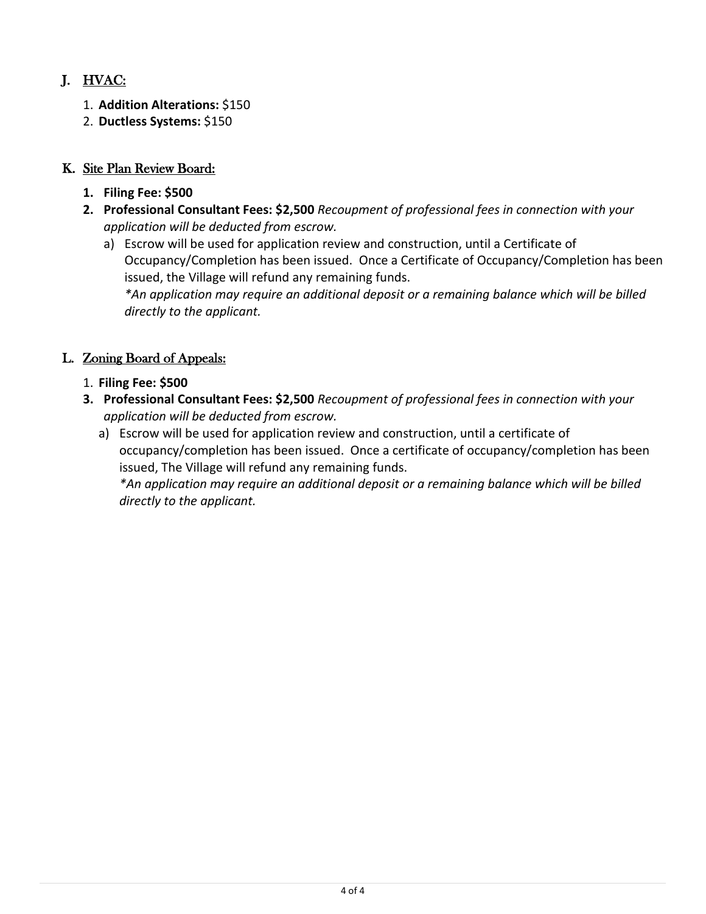## J. HVAC:

1. **Addition Alterations:** $150
2. **Ductless Systems:** $150

## K. Site Plan Review Board:

1. **Filing Fee: $500**
2. **Professional Consultant Fees: $2,500** *Recoupment of professional fees in connection with your application will be deducted from escrow.*
   a) Escrow will be used for application review and construction, until a Certificate of Occupancy/Completion has been issued. Once a Certificate of Occupancy/Completion has been issued, the Village will refund any remaining funds.
   *\*An application may require an additional deposit or a remaining balance which will be billed directly to the applicant.*

## L. Zoning Board of Appeals:

1. **Filing Fee: $500**

3. **Professional Consultant Fees: $2,500** *Recoupment of professional fees in connection with your application will be deducted from escrow.*
   a) Escrow will be used for application review and construction, until a certificate of occupancy/completion has been issued. Once a certificate of occupancy/completion has been issued, The Village will refund any remaining funds.
   *\*An application may require an additional deposit or a remaining balance which will be billed directly to the applicant.*